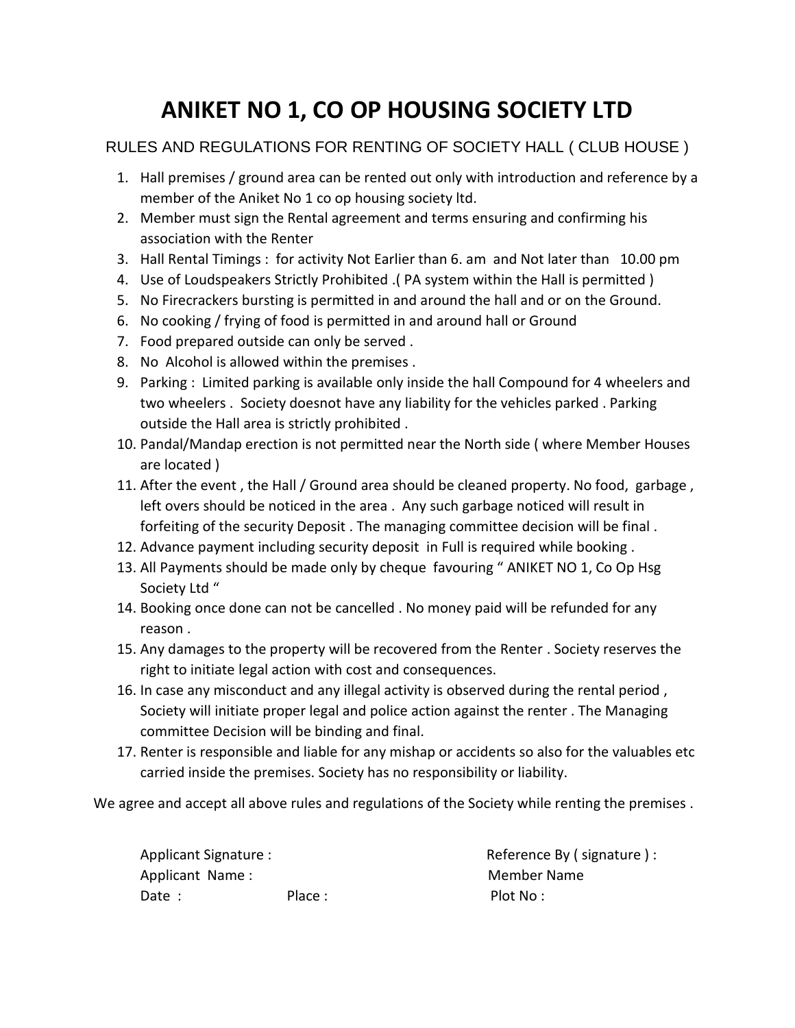# ANIKET NO 1, CO OP HOUSING SOCIETY LTD

## RULES AND REGULATIONS FOR RENTING OF SOCIETY HALL ( CLUB HOUSE )

1. Hall premises / ground area can be rented out only with introduction and reference by a member of the Aniket No 1 co op housing society ltd.
2. Member must sign the Rental agreement and terms ensuring and confirming his association with the Renter
3. Hall Rental Timings : for activity Not Earlier than 6. am and Not later than 10.00 pm
4. Use of Loudspeakers Strictly Prohibited .( PA system within the Hall is permitted )
5. No Firecrackers bursting is permitted in and around the hall and or on the Ground.
6. No cooking / frying of food is permitted in and around hall or Ground
7. Food prepared outside can only be served .
8. No Alcohol is allowed within the premises .
9. Parking : Limited parking is available only inside the hall Compound for 4 wheelers and two wheelers . Society doesnot have any liability for the vehicles parked . Parking outside the Hall area is strictly prohibited .
10. Pandal/Mandap erection is not permitted near the North side ( where Member Houses are located )
11. After the event , the Hall / Ground area should be cleaned property. No food, garbage , left overs should be noticed in the area . Any such garbage noticed will result in forfeiting of the security Deposit . The managing committee decision will be final .
12. Advance payment including security deposit in Full is required while booking .
13. All Payments should be made only by cheque favouring " ANIKET NO 1, Co Op Hsg Society Ltd "
14. Booking once done can not be cancelled . No money paid will be refunded for any reason .
15. Any damages to the property will be recovered from the Renter . Society reserves the right to initiate legal action with cost and consequences.
16. In case any misconduct and any illegal activity is observed during the rental period , Society will initiate proper legal and police action against the renter . The Managing committee Decision will be binding and final.
17. Renter is responsible and liable for any mishap or accidents so also for the valuables etc carried inside the premises. Society has no responsibility or liability.

We agree and accept all above rules and regulations of the Society while renting the premises .

Applicant Signature :

Applicant Name :

Date : Place :

Reference By ( signature ) :

Member Name

Plot No :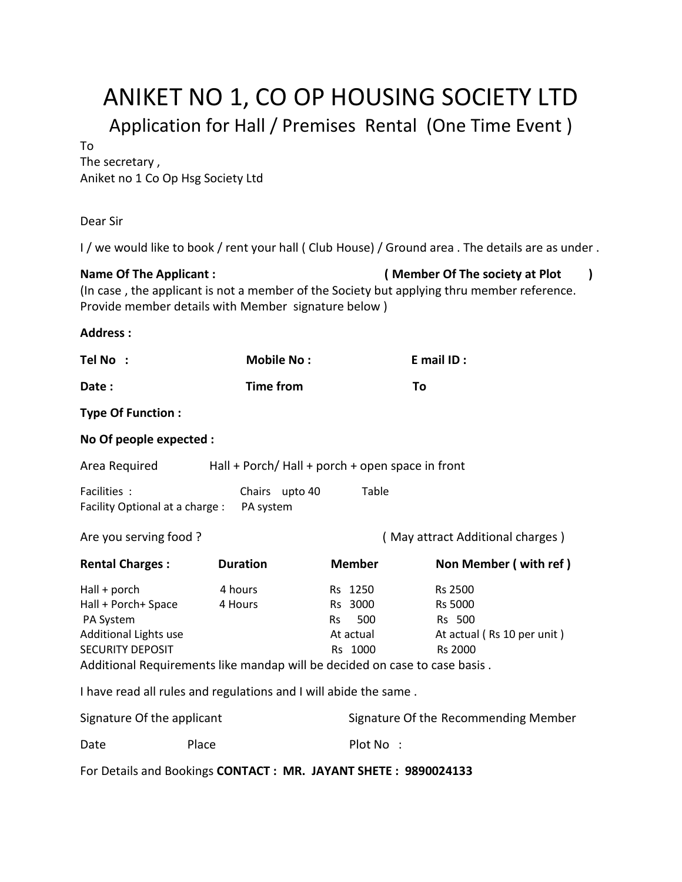# ANIKET NO 1, CO OP HOUSING SOCIETY LTD

## Application for Hall / Premises Rental (One Time Event )

To
The secretary ,
Aniket no 1 Co Op Hsg Society Ltd

Dear Sir

I / we would like to book / rent your hall ( Club House) / Ground area . The details are as under .

**Name Of The Applicant :** **( Member Of The society at Plot )**
(In case , the applicant is not a member of the Society but applying thru member reference. Provide member details with Member signature below )

**Address :**

**Tel No :** **Mobile No :** **E mail ID :**

**Date :** **Time from** **To**

**Type Of Function :**

**No Of people expected :**

Area Required Hall + Porch/ Hall + porch + open space in front

Facilities : Chairs upto 40 Table
Facility Optional at a charge : PA system

Are you serving food ? ( May attract Additional charges )

| **Rental Charges :** | **Duration** | **Member** | **Non Member ( with ref )** |
|---|---|---|---|
| Hall + porch | 4 hours | Rs 1250 | Rs 2500 |
| Hall + Porch+ Space | 4 Hours | Rs 3000 | Rs 5000 |
| PA System | | Rs 500 | Rs 500 |
| Additional Lights use | | At actual | At actual ( Rs 10 per unit ) |
| SECURITY DEPOSIT | | Rs 1000 | Rs 2000 |

Additional Requirements like mandap will be decided on case to case basis .

I have read all rules and regulations and I will abide the same .

Signature Of the applicant Signature Of the Recommending Member

Date Place Plot No :

For Details and Bookings **CONTACT : MR. JAYANT SHETE : 9890024133**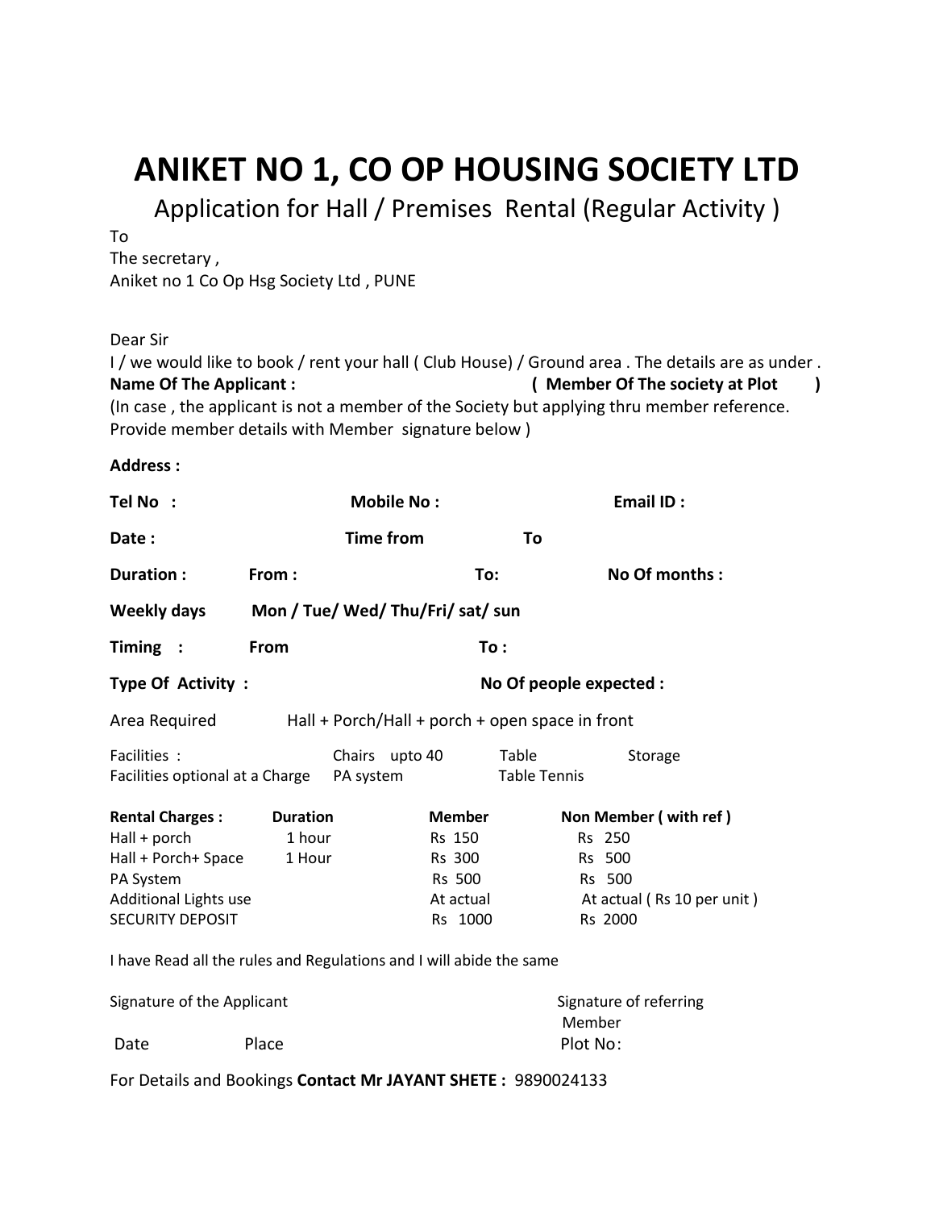# ANIKET NO 1, CO OP HOUSING SOCIETY LTD

Application for Hall / Premises Rental (Regular Activity )

To
The secretary ,
Aniket no 1 Co Op Hsg Society Ltd , PUNE

Dear Sir
I / we would like to book / rent your hall ( Club House) / Ground area . The details are as under .
**Name Of The Applicant :** **( Member Of The society at Plot )**
(In case , the applicant is not a member of the Society but applying thru member reference. Provide member details with Member signature below )

**Address :**

**Tel No :** **Mobile No :** **Email ID :**

**Date :** **Time from** **To**

**Duration :** **From :** **To:** **No Of months :**

**Weekly days** **Mon / Tue/ Wed/ Thu/Fri/ sat/ sun**

**Timing :** **From** **To :**

**Type Of Activity :** **No Of people expected :**

Area Required Hall + Porch/Hall + porch + open space in front

Facilities : Chairs upto 40 Table Storage
Facilities optional at a Charge PA system Table Tennis

| **Rental Charges :** | **Duration** | **Member** | **Non Member ( with ref )** |
|---|---|---|---|
| Hall + porch | 1 hour | Rs 150 | Rs 250 |
| Hall + Porch+ Space | 1 Hour | Rs 300 | Rs 500 |
| PA System | | Rs 500 | Rs 500 |
| Additional Lights use | | At actual | At actual ( Rs 10 per unit ) |
| SECURITY DEPOSIT | | Rs 1000 | Rs 2000 |

I have Read all the rules and Regulations and I will abide the same

Signature of the Applicant Signature of referring Member

Date Place Plot No:

For Details and Bookings **Contact Mr JAYANT SHETE :** 9890024133